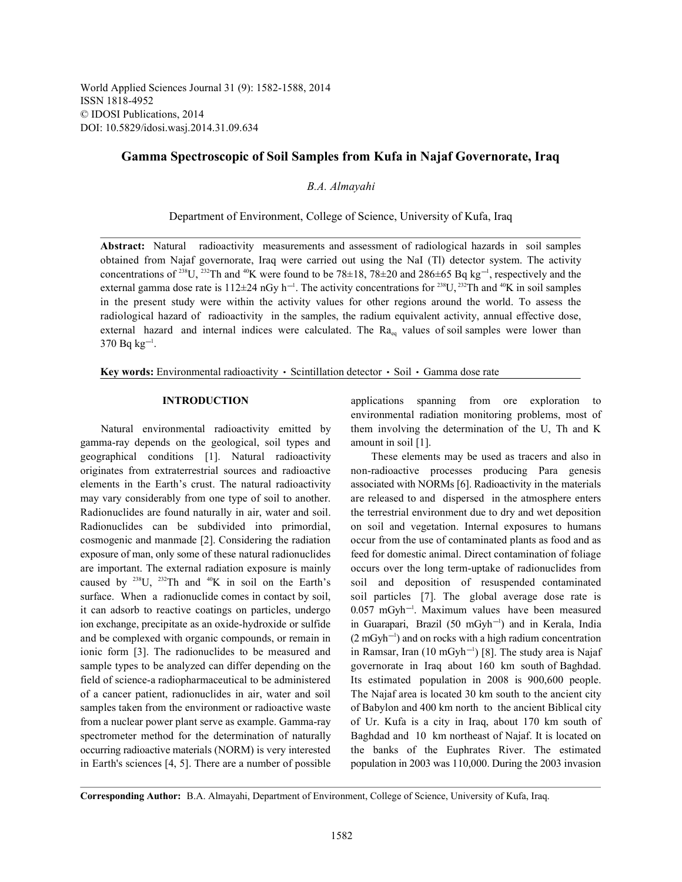World Applied Sciences Journal 31 (9): 1582-1588, 2014
ISSN 1818-4952
© IDOSI Publications, 2014
DOI: 10.5829/idosi.wasj.2014.31.09.634

# Gamma Spectroscopic of Soil Samples from Kufa in Najaf Governorate, Iraq

*B.A. Almayahi*

Department of Environment, College of Science, University of Kufa, Iraq

**Abstract:** Natural radioactivity measurements and assessment of radiological hazards in soil samples obtained from Najaf governorate, Iraq were carried out using the NaI (Tl) detector system. The activity concentrations of $^{238}$U, $^{232}$Th and $^{40}$K were found to be 78±18, 78±20 and 286±65 Bq kg$^{-1}$, respectively and the external gamma dose rate is 112±24 nGy h$^{-1}$. The activity concentrations for $^{238}$U, $^{232}$Th and $^{40}$K in soil samples in the present study were within the activity values for other regions around the world. To assess the radiological hazard of radioactivity in the samples, the radium equivalent activity, annual effective dose, external hazard and internal indices were calculated. The $Ra_{eq}$ values of soil samples were lower than 370 Bq kg$^{-1}$.

**Key words:** Environmental radioactivity · Scintillation detector · Soil · Gamma dose rate

## INTRODUCTION

Natural environmental radioactivity emitted by gamma-ray depends on the geological, soil types and geographical conditions [1]. Natural radioactivity originates from extraterrestrial sources and radioactive elements in the Earth's crust. The natural radioactivity may vary considerably from one type of soil to another. Radionuclides are found naturally in air, water and soil. Radionuclides can be subdivided into primordial, cosmogenic and manmade [2]. Considering the radiation exposure of man, only some of these natural radionuclides are important. The external radiation exposure is mainly caused by $^{238}$U, $^{232}$Th and $^{40}$K in soil on the Earth's surface. When a radionuclide comes in contact by soil, it can adsorb to reactive coatings on particles, undergo ion exchange, precipitate as an oxide-hydroxide or sulfide and be complexed with organic compounds, or remain in ionic form [3]. The radionuclides to be measured and sample types to be analyzed can differ depending on the field of science-a radiopharmaceutical to be administered of a cancer patient, radionuclides in air, water and soil samples taken from the environment or radioactive waste from a nuclear power plant serve as example. Gamma-ray spectrometer method for the determination of naturally occurring radioactive materials (NORM) is very interested in Earth's sciences [4, 5]. There are a number of possible applications spanning from ore exploration to environmental radiation monitoring problems, most of them involving the determination of the U, Th and K amount in soil [1].

These elements may be used as tracers and also in non-radioactive processes producing Para genesis associated with NORMs [6]. Radioactivity in the materials are released to and dispersed in the atmosphere enters the terrestrial environment due to dry and wet deposition on soil and vegetation. Internal exposures to humans occur from the use of contaminated plants as food and as feed for domestic animal. Direct contamination of foliage occurs over the long term-uptake of radionuclides from soil and deposition of resuspended contaminated soil particles [7]. The global average dose rate is 0.057 mGyh$^{-1}$. Maximum values have been measured in Guarapari, Brazil (50 mGyh$^{-1}$) and in Kerala, India (2 mGyh$^{-1}$) and on rocks with a high radium concentration in Ramsar, Iran (10 mGyh$^{-1}$) [8]. The study area is Najaf governorate in Iraq about 160 km south of Baghdad. Its estimated population in 2008 is 900,600 people. The Najaf area is located 30 km south to the ancient city of Babylon and 400 km north to the ancient Biblical city of Ur. Kufa is a city in Iraq, about 170 km south of Baghdad and 10 km northeast of Najaf. It is located on the banks of the Euphrates River. The estimated population in 2003 was 110,000. During the 2003 invasion

**Corresponding Author:** B.A. Almayahi, Department of Environment, College of Science, University of Kufa, Iraq.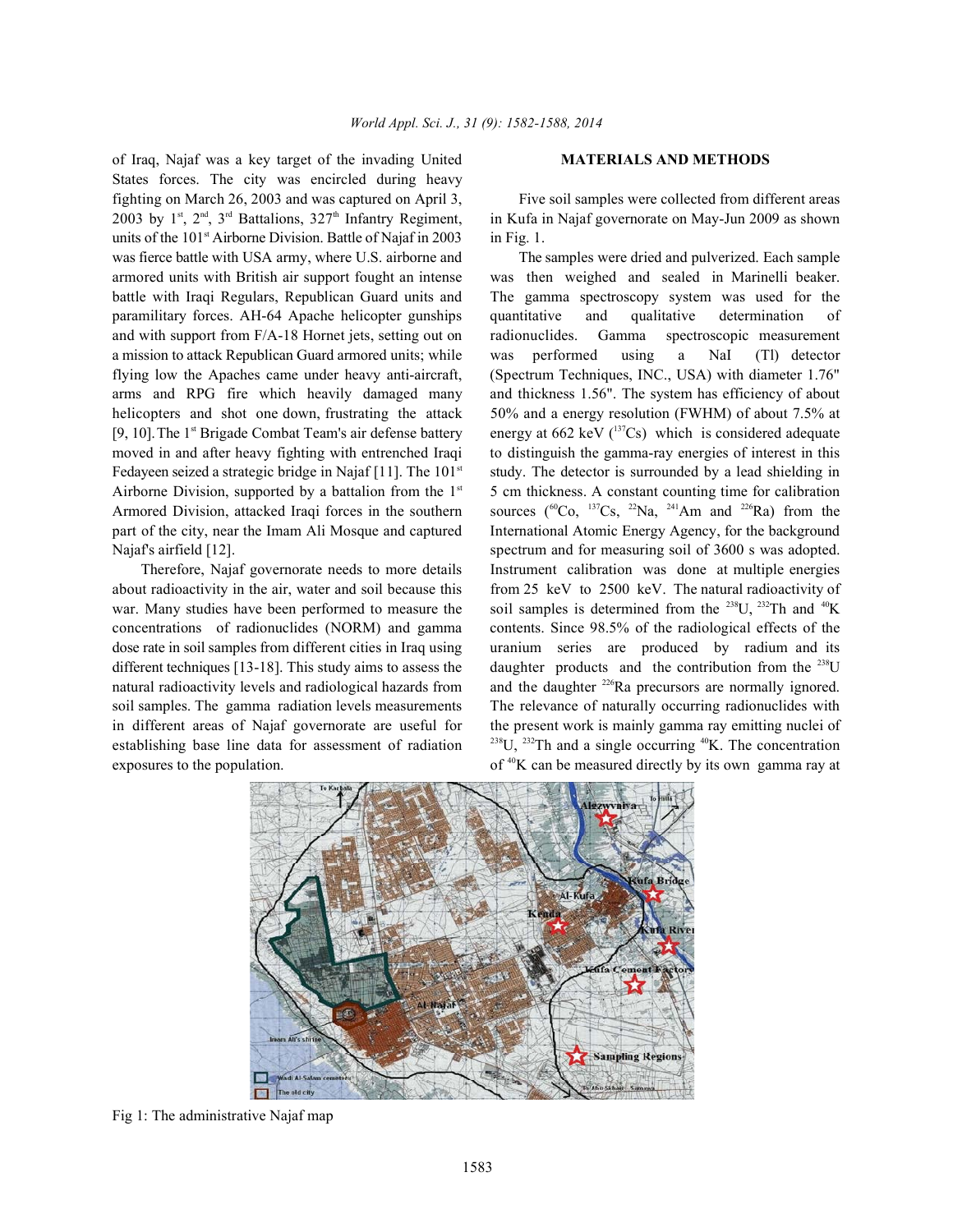of Iraq, Najaf was a key target of the invading United States forces. The city was encircled during heavy fighting on March 26, 2003 and was captured on April 3, 2003 by 1st, 2nd, 3rd Battalions, 327th Infantry Regiment, units of the 101st Airborne Division. Battle of Najaf in 2003 was fierce battle with USA army, where U.S. airborne and armored units with British air support fought an intense battle with Iraqi Regulars, Republican Guard units and paramilitary forces. AH-64 Apache helicopter gunships and with support from F/A-18 Hornet jets, setting out on a mission to attack Republican Guard armored units; while flying low the Apaches came under heavy anti-aircraft, arms and RPG fire which heavily damaged many helicopters and shot one down, frustrating the attack [9, 10]. The 1st Brigade Combat Team's air defense battery moved in and after heavy fighting with entrenched Iraqi Fedayeen seized a strategic bridge in Najaf [11]. The 101st Airborne Division, supported by a battalion from the 1st Armored Division, attacked Iraqi forces in the southern part of the city, near the Imam Ali Mosque and captured Najaf's airfield [12].

Therefore, Najaf governorate needs to more details about radioactivity in the air, water and soil because this war. Many studies have been performed to measure the concentrations of radionuclides (NORM) and gamma dose rate in soil samples from different cities in Iraq using different techniques [13-18]. This study aims to assess the natural radioactivity levels and radiological hazards from soil samples. The gamma radiation levels measurements in different areas of Najaf governorate are useful for establishing base line data for assessment of radiation exposures to the population.

## MATERIALS AND METHODS

Five soil samples were collected from different areas in Kufa in Najaf governorate on May-Jun 2009 as shown in Fig. 1.

The samples were dried and pulverized. Each sample was then weighed and sealed in Marinelli beaker. The gamma spectroscopy system was used for the quantitative and qualitative determination of radionuclides. Gamma spectroscopic measurement was performed using a NaI (Tl) detector (Spectrum Techniques, INC., USA) with diameter 1.76" and thickness 1.56". The system has efficiency of about 50% and a energy resolution (FWHM) of about 7.5% at energy at 662 keV ($^{137}$Cs) which is considered adequate to distinguish the gamma-ray energies of interest in this study. The detector is surrounded by a lead shielding in 5 cm thickness. A constant counting time for calibration sources ($^{60}$Co, $^{137}$Cs, $^{22}$Na, $^{241}$Am and $^{226}$Ra) from the International Atomic Energy Agency, for the background spectrum and for measuring soil of 3600 s was adopted. Instrument calibration was done at multiple energies from 25 keV to 2500 keV. The natural radioactivity of soil samples is determined from the $^{238}$U, $^{232}$Th and $^{40}$K contents. Since 98.5% of the radiological effects of the uranium series are produced by radium and its daughter products and the contribution from the $^{238}$U and the daughter $^{226}$Ra precursors are normally ignored. The relevance of naturally occurring radionuclides with the present work is mainly gamma ray emitting nuclei of $^{238}$U, $^{232}$Th and a single occurring $^{40}$K. The concentration of $^{40}$K can be measured directly by its own gamma ray at

Fig 1: The administrative Najaf map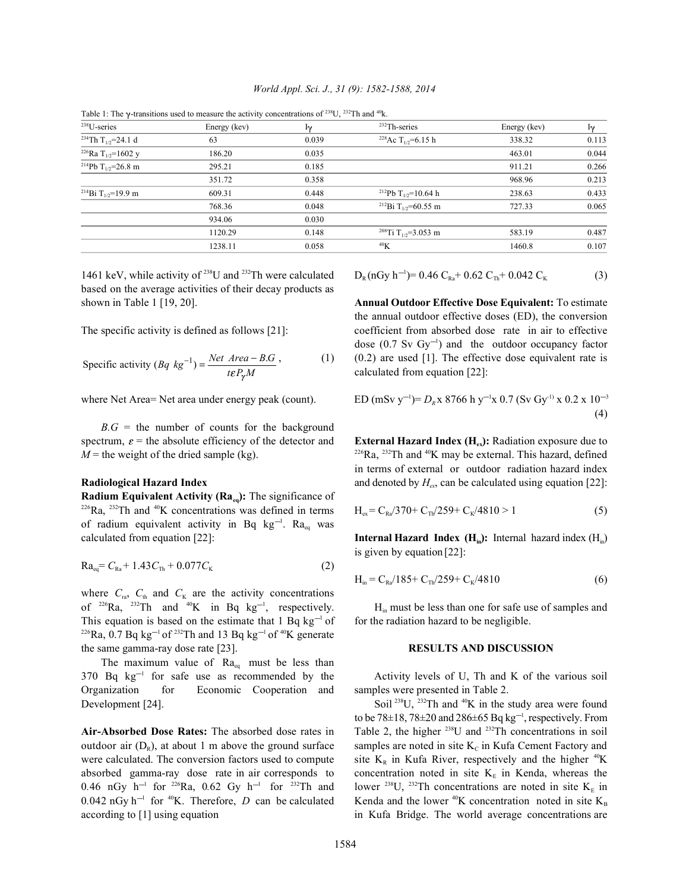Table 1: The γ-transitions used to measure the activity concentrations of $^{238}U$, $^{232}Th$ and $^{40}k$.

| $^{238}U$-series | Energy (kev) | Iγ | $^{232}Th$-series | Energy (kev) | Iγ |
|---|---|---|---|---|---|
| $^{234}Th$ $T_{1/2}$=24.1 d | 63 | 0.039 | $^{228}Ac$ $T_{1/2}$=6.15 h | 338.32 | 0.113 |
| $^{226}Ra$ $T_{1/2}$=1602 y | 186.20 | 0.035 | | 463.01 | 0.044 |
| $^{214}Pb$ $T_{1/2}$=26.8 m | 295.21 | 0.185 | | 911.21 | 0.266 |
| | 351.72 | 0.358 | | 968.96 | 0.213 |
| $^{214}Bi$ $T_{1/2}$=19.9 m | 609.31 | 0.448 | $^{212}Pb$ $T_{1/2}$=10.64 h | 238.63 | 0.433 |
| | 768.36 | 0.048 | $^{212}Bi$ $T_{1/2}$=60.55 m | 727.33 | 0.065 |
| | 934.06 | 0.030 | | | |
| | 1120.29 | 0.148 | $^{208}Ti$ $T_{1/2}$=3.053 m | 583.19 | 0.487 |
| | 1238.11 | 0.058 | $^{40}K$ | 1460.8 | 0.107 |

1461 keV, while activity of $^{238}U$ and $^{232}Th$ were calculated based on the average activities of their decay products as shown in Table 1 [19, 20].

The specific activity is defined as follows [21]:

$$\text{Specific activity } (Bq\ kg^{-1}) = \frac{Net\ \ Area - B.G}{t\varepsilon P_{\gamma} M}, \tag{1}$$

where Net Area= Net area under energy peak (count).

$B.G$ = the number of counts for the background spectrum, $\varepsilon$ = the absolute efficiency of the detector and $M$ = the weight of the dried sample (kg).

## Radiological Hazard Index

**Radium Equivalent Activity ($Ra_{eq}$):** The significance of $^{226}Ra$, $^{232}Th$ and $^{40}K$ concentrations was defined in terms of radium equivalent activity in Bq $kg^{-1}$. $Ra_{eq}$ was calculated from equation [22]:

$$Ra_{eq} = C_{Ra} + 1.43C_{Th} + 0.077C_{K} \tag{2}$$

where $C_{ra}$, $C_{th}$ and $C_{K}$ are the activity concentrations of $^{226}Ra$, $^{232}Th$ and $^{40}K$ in Bq $kg^{-1}$, respectively. This equation is based on the estimate that 1 Bq $kg^{-1}$ of $^{226}Ra$, 0.7 Bq $kg^{-1}$ of $^{232}Th$ and 13 Bq $kg^{-1}$ of $^{40}K$ generate the same gamma-ray dose rate [23].

The maximum value of $Ra_{eq}$ must be less than 370 Bq $kg^{-1}$ for safe use as recommended by the Organization for Economic Cooperation and Development [24].

**Air-Absorbed Dose Rates:** The absorbed dose rates in outdoor air ($D_R$), at about 1 m above the ground surface were calculated. The conversion factors used to compute absorbed gamma-ray dose rate in air corresponds to 0.46 nGy $h^{-1}$ for $^{226}Ra$, 0.62 Gy $h^{-1}$ for $^{232}Th$ and 0.042 nGy $h^{-1}$ for $^{40}K$. Therefore, $D$ can be calculated according to [1] using equation

$$D_R\,(nGy\ h^{-1}) = 0.46\ C_{Ra} + 0.62\ C_{Th} + 0.042\ C_{K} \tag{3}$$

**Annual Outdoor Effective Dose Equivalent:** To estimate the annual outdoor effective doses (ED), the conversion coefficient from absorbed dose rate in air to effective dose (0.7 Sv $Gy^{-1}$) and the outdoor occupancy factor (0.2) are used [1]. The effective dose equivalent rate is calculated from equation [22]:

$$ED\,(mSv\ y^{-1}) = D_R \times 8766\ h\ y^{-1} \times 0.7\ (Sv\ Gy^{-1}) \times 0.2 \times 10^{-3} \tag{4}$$

**External Hazard Index ($H_{ex}$):** Radiation exposure due to $^{226}Ra$, $^{232}Th$ and $^{40}K$ may be external. This hazard, defined in terms of external or outdoor radiation hazard index and denoted by $H_{ex}$, can be calculated using equation [22]:

$$H_{ex} = C_{Ra}/370 + C_{Th}/259 + C_{K}/4810 > 1 \tag{5}$$

**Internal Hazard Index ($H_{in}$):** Internal hazard index ($H_{in}$) is given by equation [22]:

$$H_{in} = C_{Ra}/185 + C_{Th}/259 + C_{K}/4810 \tag{6}$$

$H_{in}$ must be less than one for safe use of samples and for the radiation hazard to be negligible.

## RESULTS AND DISCUSSION

Activity levels of U, Th and K of the various soil samples were presented in Table 2.

Soil $^{238}U$, $^{232}Th$ and $^{40}K$ in the study area were found to be 78±18, 78±20 and 286±65 Bq $kg^{-1}$, respectively. From Table 2, the higher $^{238}U$ and $^{232}Th$ concentrations in soil samples are noted in site $K_C$ in Kufa Cement Factory and site $K_R$ in Kufa River, respectively and the higher $^{40}K$ concentration noted in site $K_E$ in Kenda, whereas the lower $^{238}U$, $^{232}Th$ concentrations are noted in site $K_E$ in Kenda and the lower $^{40}K$ concentration noted in site $K_B$ in Kufa Bridge. The world average concentrations are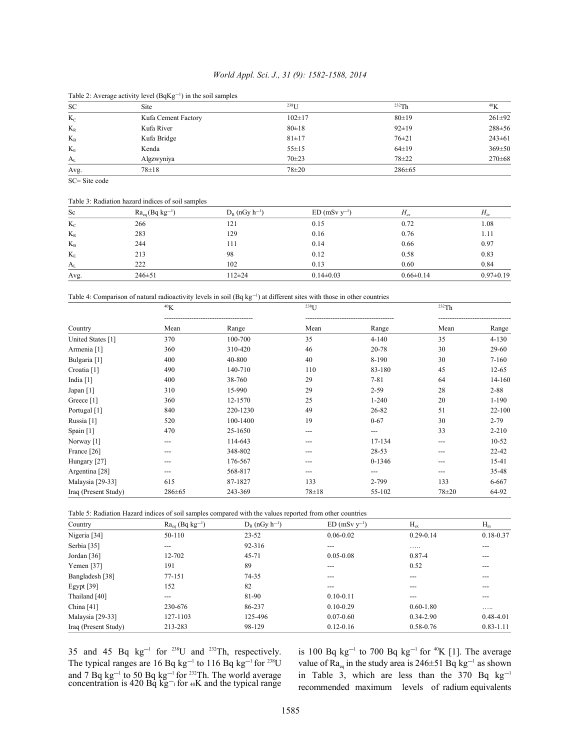Table 2: Average activity level (BqKg$^{-1}$) in the soil samples

| SC | Site | $^{238}U$ | $^{232}Th$ | $^{40}K$ |
|---|---|---|---|---|
| $K_C$ | Kufa Cement Factory | 102±17 | 80±19 | 261±92 |
| $K_R$ | Kufa River | 80±18 | 92±19 | 288±56 |
| $K_B$ | Kufa Bridge | 81±17 | 76±21 | 243±61 |
| $K_E$ | Kenda | 55±15 | 64±19 | 369±50 |
| $A_L$ | Algzwyniya | 70±23 | 78±22 | 270±68 |
| Avg. | 78±18 | 78±20 | 286±65 | |

SC= Site code

Table 3: Radiation hazard indices of soil samples

| Sc | $Ra_{eq}$ (Bq kg$^{-1}$) | $D_R$ (nGy h$^{-1}$) | ED (mSv y$^{-1}$) | $H_{ex}$ | $H_{in}$ |
|---|---|---|---|---|---|
| $K_C$ | 266 | 121 | 0.15 | 0.72 | 1.08 |
| $K_R$ | 283 | 129 | 0.16 | 0.76 | 1.11 |
| $K_B$ | 244 | 111 | 0.14 | 0.66 | 0.97 |
| $K_E$ | 213 | 98 | 0.12 | 0.58 | 0.83 |
| $A_L$ | 222 | 102 | 0.13 | 0.60 | 0.84 |
| Avg. | 246±51 | 112±24 | 0.14±0.03 | 0.66±0.14 | 0.97±0.19 |

Table 4: Comparison of natural radioactivity levels in soil (Bq kg$^{-1}$) at different sites with those in other countries

| | $^{40}K$ | | $^{238}U$ | | $^{232}Th$ | |
|---|---|---|---|---|---|---|
| Country | Mean | Range | Mean | Range | Mean | Range |
| United States [1] | 370 | 100-700 | 35 | 4-140 | 35 | 4-130 |
| Armenia [1] | 360 | 310-420 | 46 | 20-78 | 30 | 29-60 |
| Bulgaria [1] | 400 | 40-800 | 40 | 8-190 | 30 | 7-160 |
| Croatia [1] | 490 | 140-710 | 110 | 83-180 | 45 | 12-65 |
| India [1] | 400 | 38-760 | 29 | 7-81 | 64 | 14-160 |
| Japan [1] | 310 | 15-990 | 29 | 2-59 | 28 | 2-88 |
| Greece [1] | 360 | 12-1570 | 25 | 1-240 | 20 | 1-190 |
| Portugal [1] | 840 | 220-1230 | 49 | 26-82 | 51 | 22-100 |
| Russia [1] | 520 | 100-1400 | 19 | 0-67 | 30 | 2-79 |
| Spain [1] | 470 | 25-1650 | --- | --- | 33 | 2-210 |
| Norway [1] | --- | 114-643 | --- | 17-134 | --- | 10-52 |
| France [26] | --- | 348-802 | --- | 28-53 | --- | 22-42 |
| Hungary [27] | --- | 176-567 | --- | 0-1346 | --- | 15-41 |
| Argentina [28] | --- | 568-817 | --- | --- | --- | 35-48 |
| Malaysia [29-33] | 615 | 87-1827 | 133 | 2-799 | 133 | 6-667 |
| Iraq (Present Study) | 286±65 | 243-369 | 78±18 | 55-102 | 78±20 | 64-92 |

Table 5: Radiation Hazard indices of soil samples compared with the values reported from other countries

| Country | $Ra_{eq}$ (Bq kg$^{-1}$) | $D_R$ (nGy h$^{-1}$) | ED (mSv y$^{-1}$) | $H_{ex}$ | $H_{in}$ |
|---|---|---|---|---|---|
| Nigeria [34] | 50-110 | 23-52 | 0.06-0.02 | 0.29-0.14 | 0.18-0.37 |
| Serbia [35] | --- | 92-316 | --- | ….. | --- |
| Jordan [36] | 12-702 | 45-71 | 0.05-0.08 | 0.87-4 | --- |
| Yemen [37] | 191 | 89 | --- | 0.52 | --- |
| Bangladesh [38] | 77-151 | 74-35 | --- | --- | --- |
| Egypt [39] | 152 | 82 | --- | --- | --- |
| Thailand [40] | --- | 81-90 | 0.10-0.11 | --- | --- |
| China [41] | 230-676 | 86-237 | 0.10-0.29 | 0.60-1.80 | ….. |
| Malaysia [29-33] | 127-1103 | 125-496 | 0.07-0.60 | 0.34-2.90 | 0.48-4.01 |
| Iraq (Present Study) | 213-283 | 98-129 | 0.12-0.16 | 0.58-0.76 | 0.83-1.11 |

35 and 45 Bq kg$^{-1}$ for $^{238}U$ and $^{232}Th$, respectively. The typical ranges are 16 Bq kg$^{-1}$ to 116 Bq kg$^{-1}$ for $^{238}U$ and 7 Bq kg$^{-1}$ to 50 Bq kg$^{-1}$ for $^{232}Th$. The world average concentration is 420 Bq kg$^{-1}$ for $^{40}K$ and the typical range is 100 Bq kg$^{-1}$ to 700 Bq kg$^{-1}$ for $^{40}K$ [1]. The average value of $Ra_{eq}$ in the study area is 246±51 Bq kg$^{-1}$ as shown in Table 3, which are less than the 370 Bq kg$^{-1}$ recommended maximum levels of radium equivalents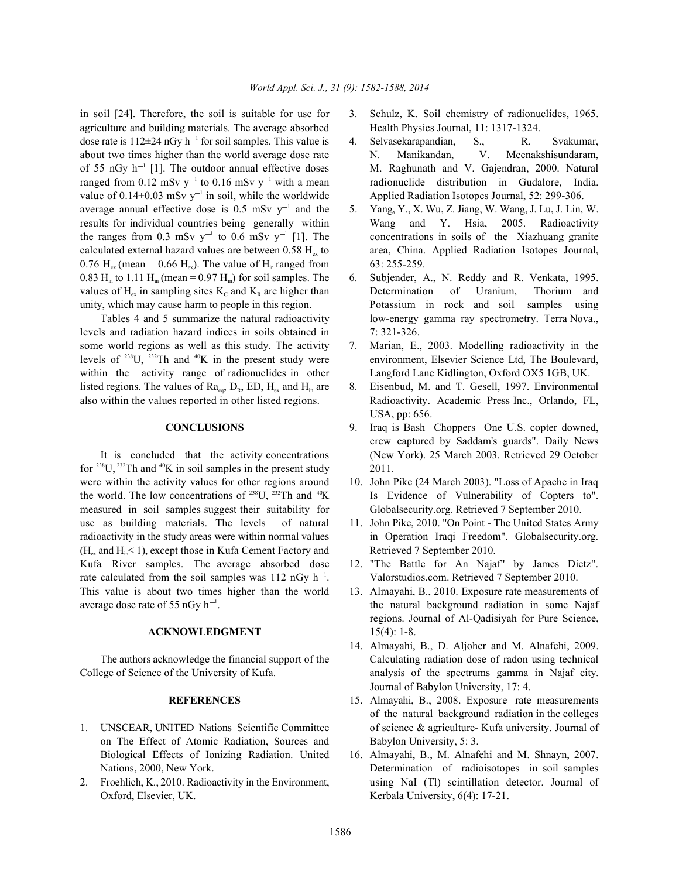in soil [24]. Therefore, the soil is suitable for use for agriculture and building materials. The average absorbed dose rate is 112±24 nGy $h^{-1}$ for soil samples. This value is about two times higher than the world average dose rate of 55 nGy $h^{-1}$ [1]. The outdoor annual effective doses ranged from 0.12 mSv $y^{-1}$ to 0.16 mSv $y^{-1}$ with a mean value of 0.14±0.03 mSv $y^{-1}$ in soil, while the worldwide average annual effective dose is 0.5 mSv $y^{-1}$ and the results for individual countries being generally within the ranges from 0.3 mSv $y^{-1}$ to 0.6 mSv $y^{-1}$ [1]. The calculated external hazard values are between 0.58 $H_{ex}$ to 0.76 $H_{ex}$ (mean = 0.66 $H_{ex}$). The value of $H_{in}$ ranged from 0.83 $H_{in}$ to 1.11 $H_{in}$ (mean = 0.97 $H_{in}$) for soil samples. The values of $H_{ex}$ in sampling sites $K_C$ and $K_R$ are higher than unity, which may cause harm to people in this region.

Tables 4 and 5 summarize the natural radioactivity levels and radiation hazard indices in soils obtained in some world regions as well as this study. The activity levels of $^{238}U$, $^{232}Th$ and $^{40}K$ in the present study were within the activity range of radionuclides in other listed regions. The values of $Ra_{eq}$, $D_R$, ED, $H_{ex}$ and $H_{in}$ are also within the values reported in other listed regions.

## CONCLUSIONS

It is concluded that the activity concentrations for $^{238}U$, $^{232}Th$ and $^{40}K$ in soil samples in the present study were within the activity values for other regions around the world. The low concentrations of $^{238}U$, $^{232}Th$ and $^{40}K$ measured in soil samples suggest their suitability for use as building materials. The levels of natural radioactivity in the study areas were within normal values ($H_{ex}$ and $H_{in}$< 1), except those in Kufa Cement Factory and Kufa River samples. The average absorbed dose rate calculated from the soil samples was 112 nGy $h^{-1}$. This value is about two times higher than the world average dose rate of 55 nGy $h^{-1}$.

## ACKNOWLEDGMENT

The authors acknowledge the financial support of the College of Science of the University of Kufa.

## REFERENCES

1. UNSCEAR, UNITED Nations Scientific Committee on The Effect of Atomic Radiation, Sources and Biological Effects of Ionizing Radiation. United Nations, 2000, New York.
2. Froehlich, K., 2010. Radioactivity in the Environment, Oxford, Elsevier, UK.
3. Schulz, K. Soil chemistry of radionuclides, 1965. Health Physics Journal, 11: 1317-1324.
4. Selvasekarapandian, S., R. Svakumar, N. Manikandan, V. Meenakshisundaram, M. Raghunath and V. Gajendran, 2000. Natural radionuclide distribution in Gudalore, India. Applied Radiation Isotopes Journal, 52: 299-306.
5. Yang, Y., X. Wu, Z. Jiang, W. Wang, J. Lu, J. Lin, W. Wang and Y. Hsia, 2005. Radioactivity concentrations in soils of the Xiazhuang granite area, China. Applied Radiation Isotopes Journal, 63: 255-259.
6. Subjender, A., N. Reddy and R. Venkata, 1995. Determination of Uranium, Thorium and Potassium in rock and soil samples using low-energy gamma ray spectrometry. Terra Nova., 7: 321-326.
7. Marian, E., 2003. Modelling radioactivity in the environment, Elsevier Science Ltd, The Boulevard, Langford Lane Kidlington, Oxford OX5 1GB, UK.
8. Eisenbud, M. and T. Gesell, 1997. Environmental Radioactivity. Academic Press Inc., Orlando, FL, USA, pp: 656.
9. Iraq is Bash Choppers One U.S. copter downed, crew captured by Saddam's guards". Daily News (New York). 25 March 2003. Retrieved 29 October 2011.
10. John Pike (24 March 2003). "Loss of Apache in Iraq Is Evidence of Vulnerability of Copters to". Globalsecurity.org. Retrieved 7 September 2010.
11. John Pike, 2010. "On Point - The United States Army in Operation Iraqi Freedom". Globalsecurity.org. Retrieved 7 September 2010.
12. "The Battle for An Najaf" by James Dietz". Valorstudios.com. Retrieved 7 September 2010.
13. Almayahi, B., 2010. Exposure rate measurements of the natural background radiation in some Najaf regions. Journal of Al-Qadisiyah for Pure Science, 15(4): 1-8.
14. Almayahi, B., D. Aljoher and M. Alnafehi, 2009. Calculating radiation dose of radon using technical analysis of the spectrums gamma in Najaf city. Journal of Babylon University, 17: 4.
15. Almayahi, B., 2008. Exposure rate measurements of the natural background radiation in the colleges of science & agriculture- Kufa university. Journal of Babylon University, 5: 3.
16. Almayahi, B., M. Alnafehi and M. Shnayn, 2007. Determination of radioisotopes in soil samples using NaI (Tl) scintillation detector. Journal of Kerbala University, 6(4): 17-21.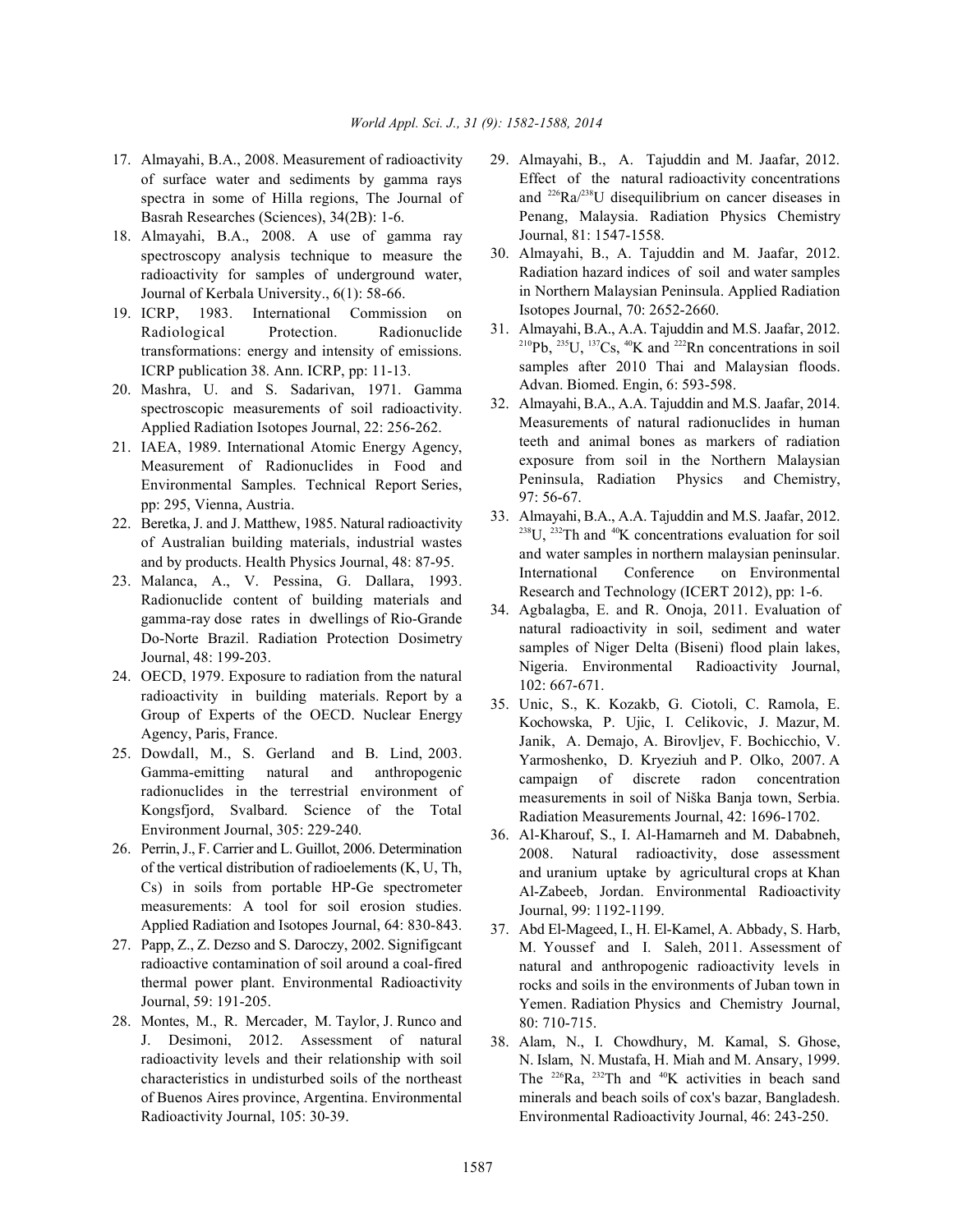17. Almayahi, B.A., 2008. Measurement of radioactivity of surface water and sediments by gamma rays spectra in some of Hilla regions, The Journal of Basrah Researches (Sciences), 34(2B): 1-6.
18. Almayahi, B.A., 2008. A use of gamma ray spectroscopy analysis technique to measure the radioactivity for samples of underground water, Journal of Kerbala University., 6(1): 58-66.
19. ICRP, 1983. International Commission on Radiological Protection. Radionuclide transformations: energy and intensity of emissions. ICRP publication 38. Ann. ICRP, pp: 11-13.
20. Mashra, U. and S. Sadarivan, 1971. Gamma spectroscopic measurements of soil radioactivity. Applied Radiation Isotopes Journal, 22: 256-262.
21. IAEA, 1989. International Atomic Energy Agency, Measurement of Radionuclides in Food and Environmental Samples. Technical Report Series, pp: 295, Vienna, Austria.
22. Beretka, J. and J. Matthew, 1985. Natural radioactivity of Australian building materials, industrial wastes and by products. Health Physics Journal, 48: 87-95.
23. Malanca, A., V. Pessina, G. Dallara, 1993. Radionuclide content of building materials and gamma-ray dose rates in dwellings of Rio-Grande Do-Norte Brazil. Radiation Protection Dosimetry Journal, 48: 199-203.
24. OECD, 1979. Exposure to radiation from the natural radioactivity in building materials. Report by a Group of Experts of the OECD. Nuclear Energy Agency, Paris, France.
25. Dowdall, M., S. Gerland and B. Lind, 2003. Gamma-emitting natural and anthropogenic radionuclides in the terrestrial environment of Kongsfjord, Svalbard. Science of the Total Environment Journal, 305: 229-240.
26. Perrin, J., F. Carrier and L. Guillot, 2006. Determination of the vertical distribution of radioelements (K, U, Th, Cs) in soils from portable HP-Ge spectrometer measurements: A tool for soil erosion studies. Applied Radiation and Isotopes Journal, 64: 830-843.
27. Papp, Z., Z. Dezso and S. Daroczy, 2002. Signifigcant radioactive contamination of soil around a coal-fired thermal power plant. Environmental Radioactivity Journal, 59: 191-205.
28. Montes, M., R. Mercader, M. Taylor, J. Runco and J. Desimoni, 2012. Assessment of natural radioactivity levels and their relationship with soil characteristics in undisturbed soils of the northeast of Buenos Aires province, Argentina. Environmental Radioactivity Journal, 105: 30-39.
29. Almayahi, B., A. Tajuddin and M. Jaafar, 2012. Effect of the natural radioactivity concentrations and $^{226}Ra/^{238}U$ disequilibrium on cancer diseases in Penang, Malaysia. Radiation Physics Chemistry Journal, 81: 1547-1558.
30. Almayahi, B., A. Tajuddin and M. Jaafar, 2012. Radiation hazard indices of soil and water samples in Northern Malaysian Peninsula. Applied Radiation Isotopes Journal, 70: 2652-2660.
31. Almayahi, B.A., A.A. Tajuddin and M.S. Jaafar, 2012. $^{210}Pb$, $^{235}U$, $^{137}Cs$, $^{40}K$ and $^{222}Rn$ concentrations in soil samples after 2010 Thai and Malaysian floods. Advan. Biomed. Engin, 6: 593-598.
32. Almayahi, B.A., A.A. Tajuddin and M.S. Jaafar, 2014. Measurements of natural radionuclides in human teeth and animal bones as markers of radiation exposure from soil in the Northern Malaysian Peninsula, Radiation Physics and Chemistry, 97: 56-67.
33. Almayahi, B.A., A.A. Tajuddin and M.S. Jaafar, 2012. $^{238}U$, $^{232}Th$ and $^{40}K$ concentrations evaluation for soil and water samples in northern malaysian peninsular. International Conference on Environmental Research and Technology (ICERT 2012), pp: 1-6.
34. Agbalagba, E. and R. Onoja, 2011. Evaluation of natural radioactivity in soil, sediment and water samples of Niger Delta (Biseni) flood plain lakes, Nigeria. Environmental Radioactivity Journal, 102: 667-671.
35. Unic, S., K. Kozakb, G. Ciotoli, C. Ramola, E. Kochowska, P. Ujic, I. Celikovic, J. Mazur, M. Janik, A. Demajo, A. Birovljev, F. Bochicchio, V. Yarmoshenko, D. Kryeziuh and P. Olko, 2007. A campaign of discrete radon concentration measurements in soil of Niška Banja town, Serbia. Radiation Measurements Journal, 42: 1696-1702.
36. Al-Kharouf, S., I. Al-Hamarneh and M. Dababneh, 2008. Natural radioactivity, dose assessment and uranium uptake by agricultural crops at Khan Al-Zabeeb, Jordan. Environmental Radioactivity Journal, 99: 1192-1199.
37. Abd El-Mageed, I., H. El-Kamel, A. Abbady, S. Harb, M. Youssef and I. Saleh, 2011. Assessment of natural and anthropogenic radioactivity levels in rocks and soils in the environments of Juban town in Yemen. Radiation Physics and Chemistry Journal, 80: 710-715.
38. Alam, N., I. Chowdhury, M. Kamal, S. Ghose, N. Islam, N. Mustafa, H. Miah and M. Ansary, 1999. The $^{226}Ra$, $^{232}Th$ and $^{40}K$ activities in beach sand minerals and beach soils of cox's bazar, Bangladesh. Environmental Radioactivity Journal, 46: 243-250.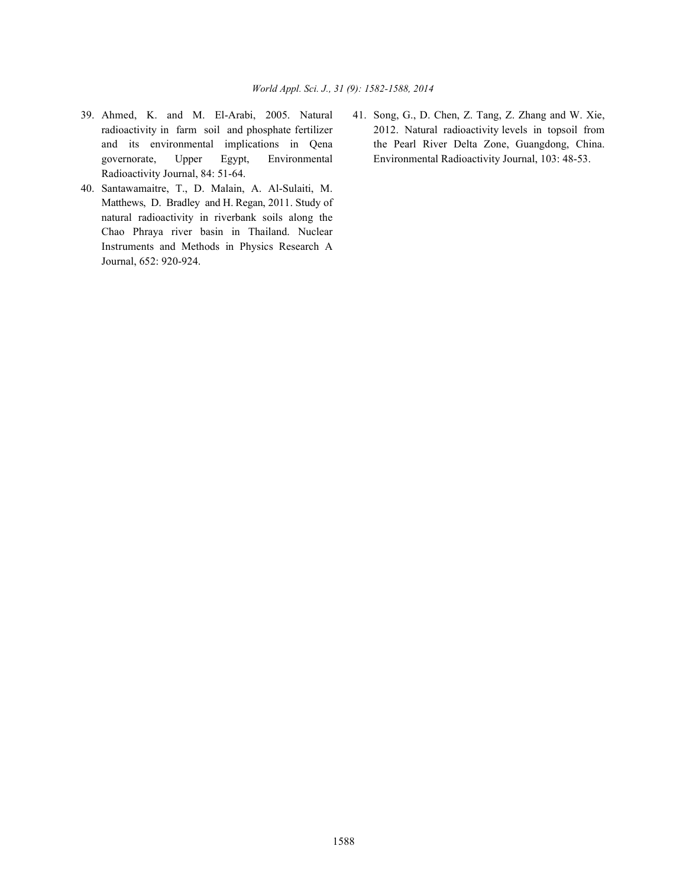39. Ahmed, K. and M. El-Arabi, 2005. Natural radioactivity in farm soil and phosphate fertilizer and its environmental implications in Qena governorate, Upper Egypt, Environmental Radioactivity Journal, 84: 51-64.
40. Santawamaitre, T., D. Malain, A. Al-Sulaiti, M. Matthews, D. Bradley and H. Regan, 2011. Study of natural radioactivity in riverbank soils along the Chao Phraya river basin in Thailand. Nuclear Instruments and Methods in Physics Research A Journal, 652: 920-924.
41. Song, G., D. Chen, Z. Tang, Z. Zhang and W. Xie, 2012. Natural radioactivity levels in topsoil from the Pearl River Delta Zone, Guangdong, China. Environmental Radioactivity Journal, 103: 48-53.